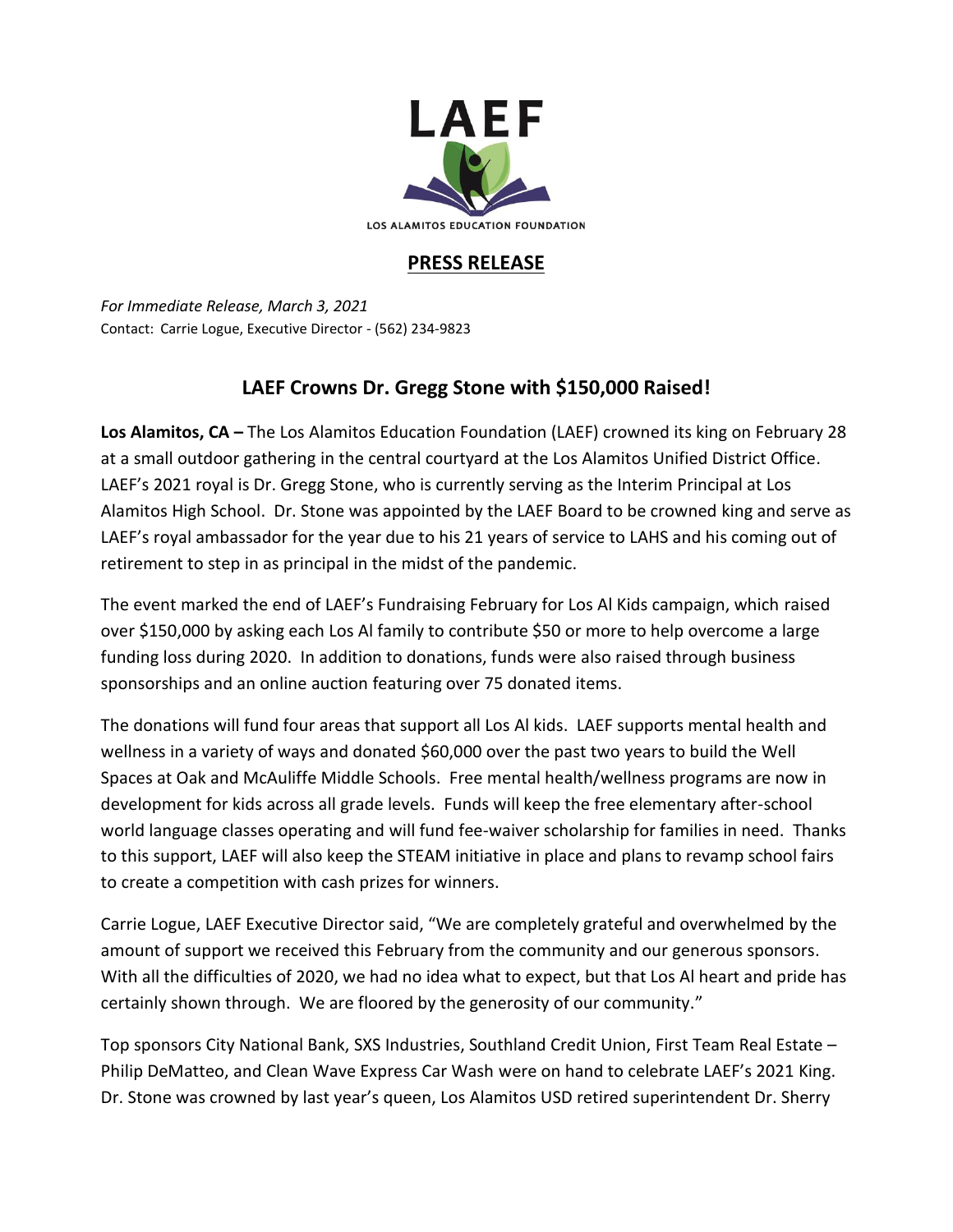LAEF

LOS ALAMITOS EDUCATION FOUNDATION

**PRESS RELEASE**

*For Immediate Release, March 3, 2021*
Contact: Carrie Logue, Executive Director - (562) 234-9823

## LAEF Crowns Dr. Gregg Stone with $150,000 Raised!

**Los Alamitos, CA –** The Los Alamitos Education Foundation (LAEF) crowned its king on February 28 at a small outdoor gathering in the central courtyard at the Los Alamitos Unified District Office. LAEF's 2021 royal is Dr. Gregg Stone, who is currently serving as the Interim Principal at Los Alamitos High School. Dr. Stone was appointed by the LAEF Board to be crowned king and serve as LAEF's royal ambassador for the year due to his 21 years of service to LAHS and his coming out of retirement to step in as principal in the midst of the pandemic.

The event marked the end of LAEF's Fundraising February for Los Al Kids campaign, which raised over $150,000 by asking each Los Al family to contribute $50 or more to help overcome a large funding loss during 2020. In addition to donations, funds were also raised through business sponsorships and an online auction featuring over 75 donated items.

The donations will fund four areas that support all Los Al kids. LAEF supports mental health and wellness in a variety of ways and donated $60,000 over the past two years to build the Well Spaces at Oak and McAuliffe Middle Schools. Free mental health/wellness programs are now in development for kids across all grade levels. Funds will keep the free elementary after-school world language classes operating and will fund fee-waiver scholarship for families in need. Thanks to this support, LAEF will also keep the STEAM initiative in place and plans to revamp school fairs to create a competition with cash prizes for winners.

Carrie Logue, LAEF Executive Director said, "We are completely grateful and overwhelmed by the amount of support we received this February from the community and our generous sponsors. With all the difficulties of 2020, we had no idea what to expect, but that Los Al heart and pride has certainly shown through. We are floored by the generosity of our community."

Top sponsors City National Bank, SXS Industries, Southland Credit Union, First Team Real Estate – Philip DeMatteo, and Clean Wave Express Car Wash were on hand to celebrate LAEF's 2021 King. Dr. Stone was crowned by last year's queen, Los Alamitos USD retired superintendent Dr. Sherry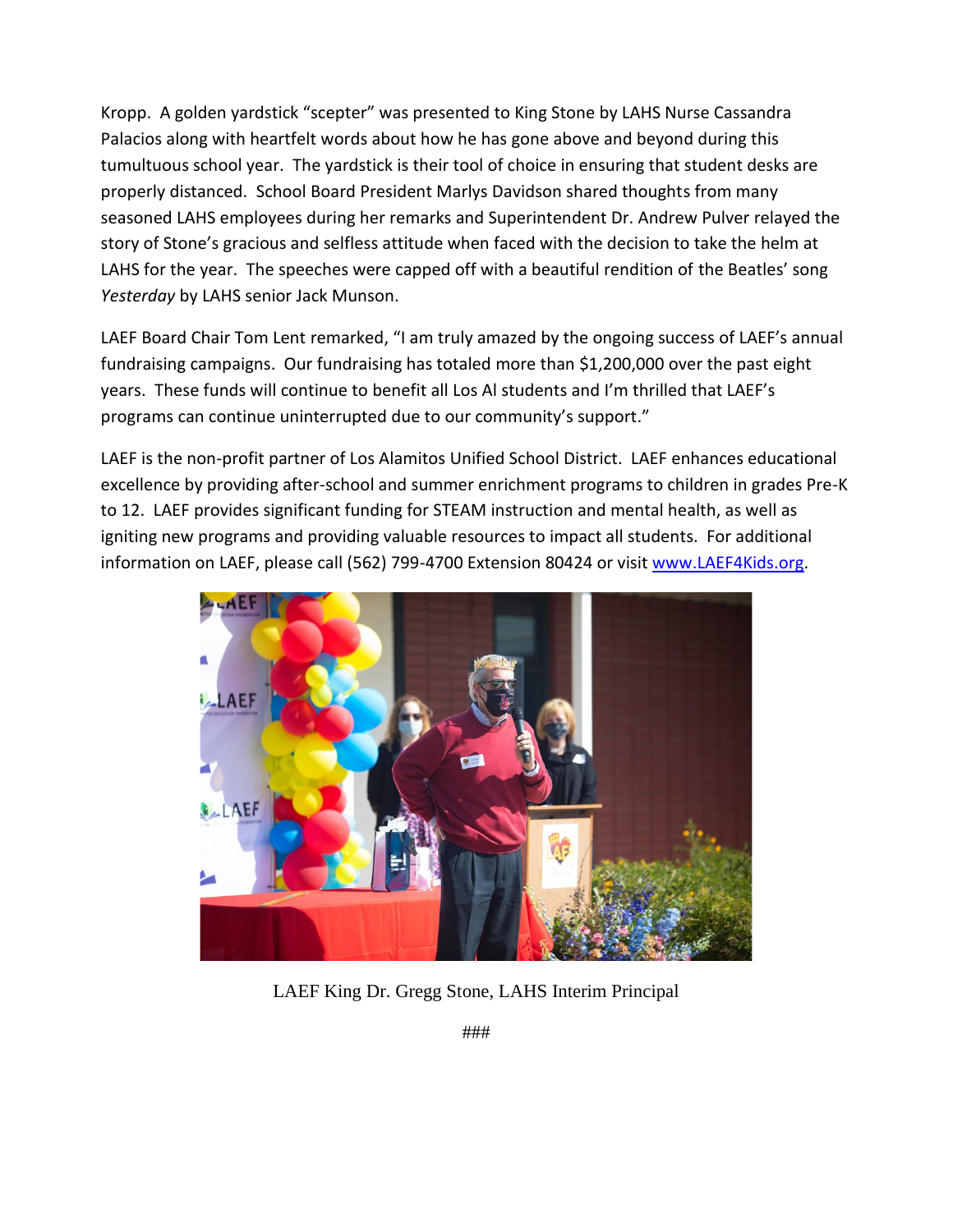Kropp. A golden yardstick "scepter" was presented to King Stone by LAHS Nurse Cassandra Palacios along with heartfelt words about how he has gone above and beyond during this tumultuous school year. The yardstick is their tool of choice in ensuring that student desks are properly distanced. School Board President Marlys Davidson shared thoughts from many seasoned LAHS employees during her remarks and Superintendent Dr. Andrew Pulver relayed the story of Stone's gracious and selfless attitude when faced with the decision to take the helm at LAHS for the year. The speeches were capped off with a beautiful rendition of the Beatles' song *Yesterday* by LAHS senior Jack Munson.

LAEF Board Chair Tom Lent remarked, "I am truly amazed by the ongoing success of LAEF's annual fundraising campaigns. Our fundraising has totaled more than $1,200,000 over the past eight years. These funds will continue to benefit all Los Al students and I'm thrilled that LAEF's programs can continue uninterrupted due to our community's support."

LAEF is the non-profit partner of Los Alamitos Unified School District. LAEF enhances educational excellence by providing after-school and summer enrichment programs to children in grades Pre-K to 12. LAEF provides significant funding for STEAM instruction and mental health, as well as igniting new programs and providing valuable resources to impact all students. For additional information on LAEF, please call (562) 799-4700 Extension 80424 or visit [www.LAEF4Kids.org](www.LAEF4Kids.org).

LAEF King Dr. Gregg Stone, LAHS Interim Principal

###